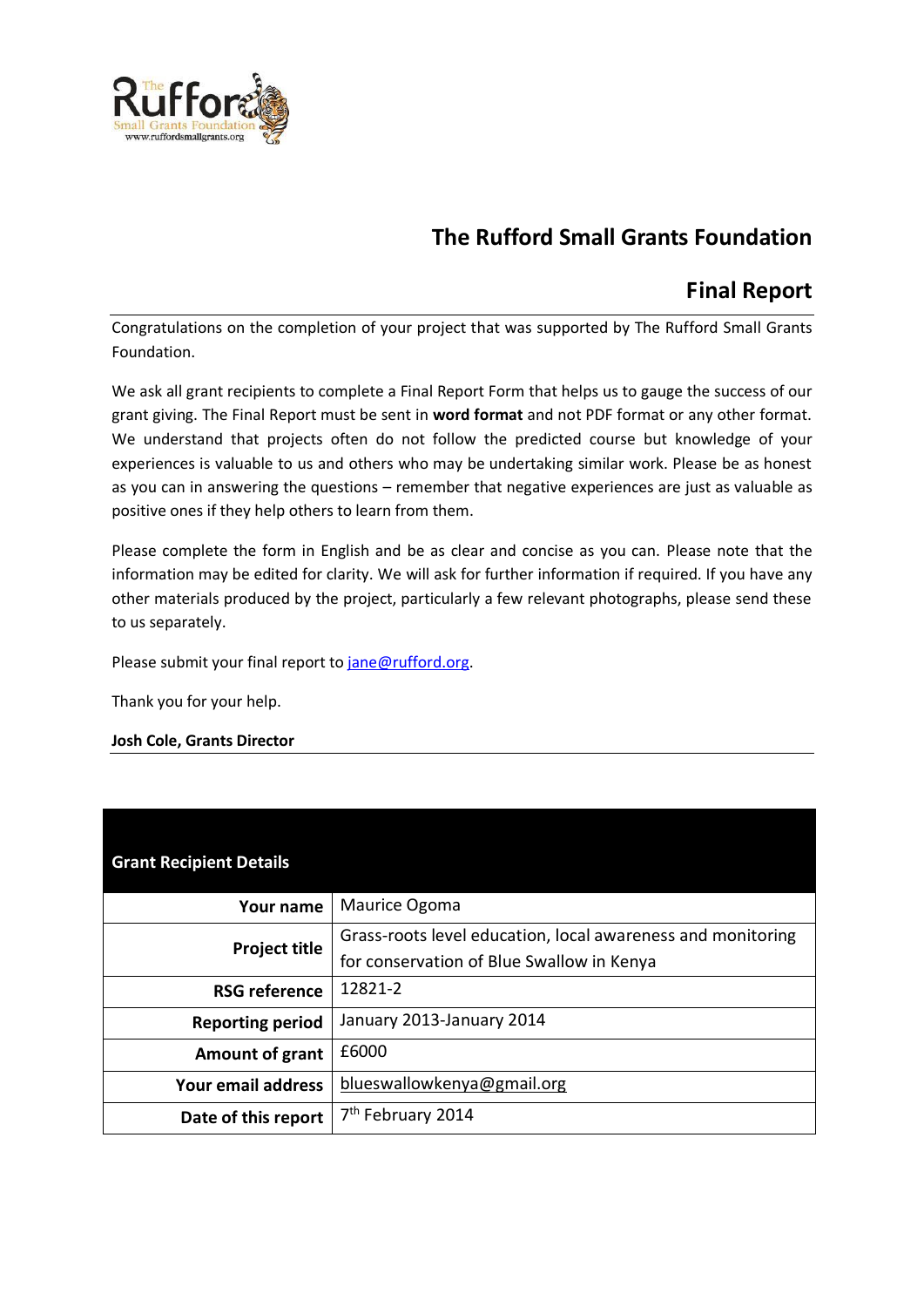# The Rufford Small Grants Foundation

## Final Report

Congratulations on the completion of your project that was supported by The Rufford Small Grants Foundation.

We ask all grant recipients to complete a Final Report Form that helps us to gauge the success of our grant giving. The Final Report must be sent in **word format** and not PDF format or any other format. We understand that projects often do not follow the predicted course but knowledge of your experiences is valuable to us and others who may be undertaking similar work. Please be as honest as you can in answering the questions – remember that negative experiences are just as valuable as positive ones if they help others to learn from them.

Please complete the form in English and be as clear and concise as you can. Please note that the information may be edited for clarity. We will ask for further information if required. If you have any other materials produced by the project, particularly a few relevant photographs, please send these to us separately.

Please submit your final report to jane@rufford.org.

Thank you for your help.

**Josh Cole, Grants Director**

| **Grant Recipient Details** | |
|---|---|
| **Your name** | Maurice Ogoma |
| **Project title** | Grass-roots level education, local awareness and monitoring for conservation of Blue Swallow in Kenya |
| **RSG reference** | 12821-2 |
| **Reporting period** | January 2013-January 2014 |
| **Amount of grant** | £6000 |
| **Your email address** | blueswallowkenya@gmail.org |
| **Date of this report** | 7th February 2014 |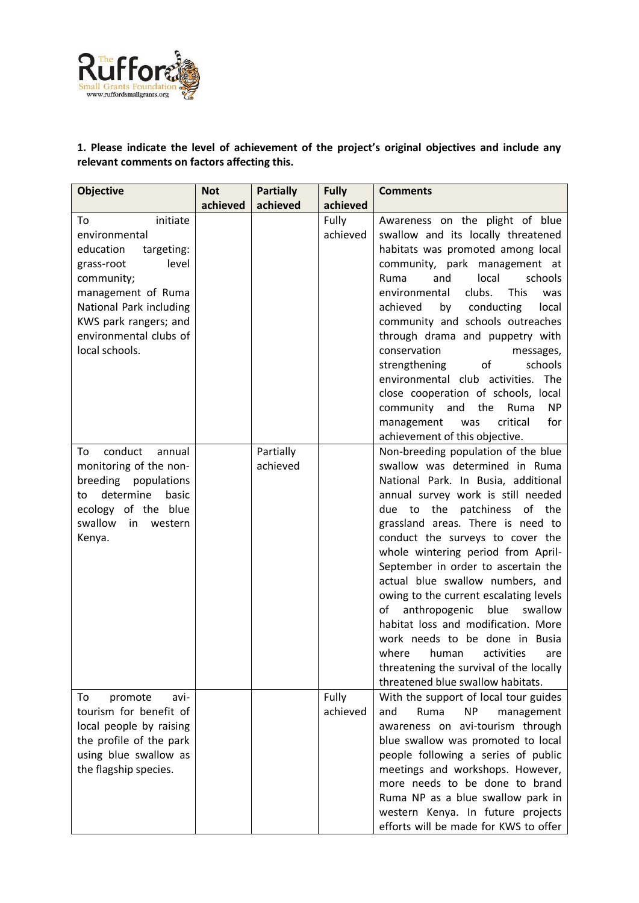**1. Please indicate the level of achievement of the project's original objectives and include any relevant comments on factors affecting this.**

| Objective | Not achieved | Partially achieved | Fully achieved | Comments |
|---|---|---|---|---|
| To initiate environmental education targeting: grass-root level community; management of Ruma National Park including KWS park rangers; and environmental clubs of local schools. | | | Fully achieved | Awareness on the plight of blue swallow and its locally threatened habitats was promoted among local community, park management at Ruma and local schools environmental clubs. This was achieved by conducting local community and schools outreaches through drama and puppetry with conservation messages, strengthening of schools environmental club activities. The close cooperation of schools, local community and the Ruma NP management was critical for achievement of this objective. |
| To conduct annual monitoring of the non-breeding populations to determine basic ecology of the blue swallow in western Kenya. | | Partially achieved | | Non-breeding population of the blue swallow was determined in Ruma National Park. In Busia, additional annual survey work is still needed due to the patchiness of the grassland areas. There is need to conduct the surveys to cover the whole wintering period from April-September in order to ascertain the actual blue swallow numbers, and owing to the current escalating levels of anthropogenic blue swallow habitat loss and modification. More work needs to be done in Busia where human activities are threatening the survival of the locally threatened blue swallow habitats. |
| To promote avi-tourism for benefit of local people by raising the profile of the park using blue swallow as the flagship species. | | | Fully achieved | With the support of local tour guides and Ruma NP management awareness on avi-tourism through blue swallow was promoted to local people following a series of public meetings and workshops. However, more needs to be done to brand Ruma NP as a blue swallow park in western Kenya. In future projects efforts will be made for KWS to offer |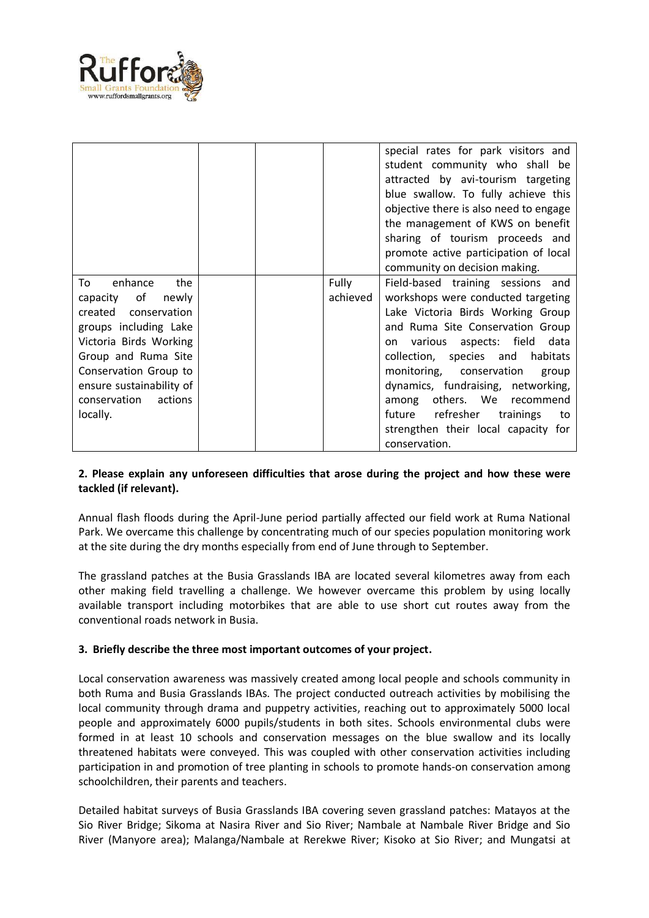| | | | | special rates for park visitors and student community who shall be attracted by avi-tourism targeting blue swallow. To fully achieve this objective there is also need to engage the management of KWS on benefit sharing of tourism proceeds and promote active participation of local community on decision making. |
|---|---|---|---|---|
| To enhance the capacity of newly created conservation groups including Lake Victoria Birds Working Group and Ruma Site Conservation Group to ensure sustainability of conservation actions locally. | | | Fully achieved | Field-based training sessions and workshops were conducted targeting Lake Victoria Birds Working Group and Ruma Site Conservation Group on various aspects: field data collection, species and habitats monitoring, conservation group dynamics, fundraising, networking, among others. We recommend future refresher trainings to strengthen their local capacity for conservation. |

**2. Please explain any unforeseen difficulties that arose during the project and how these were tackled (if relevant).**

Annual flash floods during the April-June period partially affected our field work at Ruma National Park. We overcame this challenge by concentrating much of our species population monitoring work at the site during the dry months especially from end of June through to September.

The grassland patches at the Busia Grasslands IBA are located several kilometres away from each other making field travelling a challenge. We however overcame this problem by using locally available transport including motorbikes that are able to use short cut routes away from the conventional roads network in Busia.

**3. Briefly describe the three most important outcomes of your project.**

Local conservation awareness was massively created among local people and schools community in both Ruma and Busia Grasslands IBAs. The project conducted outreach activities by mobilising the local community through drama and puppetry activities, reaching out to approximately 5000 local people and approximately 6000 pupils/students in both sites. Schools environmental clubs were formed in at least 10 schools and conservation messages on the blue swallow and its locally threatened habitats were conveyed. This was coupled with other conservation activities including participation in and promotion of tree planting in schools to promote hands-on conservation among schoolchildren, their parents and teachers.

Detailed habitat surveys of Busia Grasslands IBA covering seven grassland patches: Matayos at the Sio River Bridge; Sikoma at Nasira River and Sio River; Nambale at Nambale River Bridge and Sio River (Manyore area); Malanga/Nambale at Rerekwe River; Kisoko at Sio River; and Mungatsi at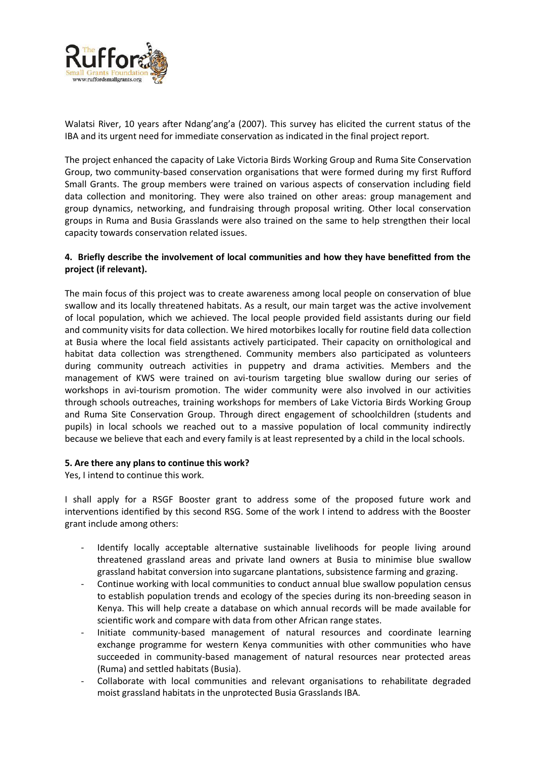Walatsi River, 10 years after Ndang'ang'a (2007). This survey has elicited the current status of the IBA and its urgent need for immediate conservation as indicated in the final project report.

The project enhanced the capacity of Lake Victoria Birds Working Group and Ruma Site Conservation Group, two community-based conservation organisations that were formed during my first Rufford Small Grants. The group members were trained on various aspects of conservation including field data collection and monitoring. They were also trained on other areas: group management and group dynamics, networking, and fundraising through proposal writing. Other local conservation groups in Ruma and Busia Grasslands were also trained on the same to help strengthen their local capacity towards conservation related issues.

**4. Briefly describe the involvement of local communities and how they have benefitted from the project (if relevant).**

The main focus of this project was to create awareness among local people on conservation of blue swallow and its locally threatened habitats. As a result, our main target was the active involvement of local population, which we achieved. The local people provided field assistants during our field and community visits for data collection. We hired motorbikes locally for routine field data collection at Busia where the local field assistants actively participated. Their capacity on ornithological and habitat data collection was strengthened. Community members also participated as volunteers during community outreach activities in puppetry and drama activities. Members and the management of KWS were trained on avi-tourism targeting blue swallow during our series of workshops in avi-tourism promotion. The wider community were also involved in our activities through schools outreaches, training workshops for members of Lake Victoria Birds Working Group and Ruma Site Conservation Group. Through direct engagement of schoolchildren (students and pupils) in local schools we reached out to a massive population of local community indirectly because we believe that each and every family is at least represented by a child in the local schools.

**5. Are there any plans to continue this work?**

Yes, I intend to continue this work.

I shall apply for a RSGF Booster grant to address some of the proposed future work and interventions identified by this second RSG. Some of the work I intend to address with the Booster grant include among others:

- Identify locally acceptable alternative sustainable livelihoods for people living around threatened grassland areas and private land owners at Busia to minimise blue swallow grassland habitat conversion into sugarcane plantations, subsistence farming and grazing.
- Continue working with local communities to conduct annual blue swallow population census to establish population trends and ecology of the species during its non-breeding season in Kenya. This will help create a database on which annual records will be made available for scientific work and compare with data from other African range states.
- Initiate community-based management of natural resources and coordinate learning exchange programme for western Kenya communities with other communities who have succeeded in community-based management of natural resources near protected areas (Ruma) and settled habitats (Busia).
- Collaborate with local communities and relevant organisations to rehabilitate degraded moist grassland habitats in the unprotected Busia Grasslands IBA.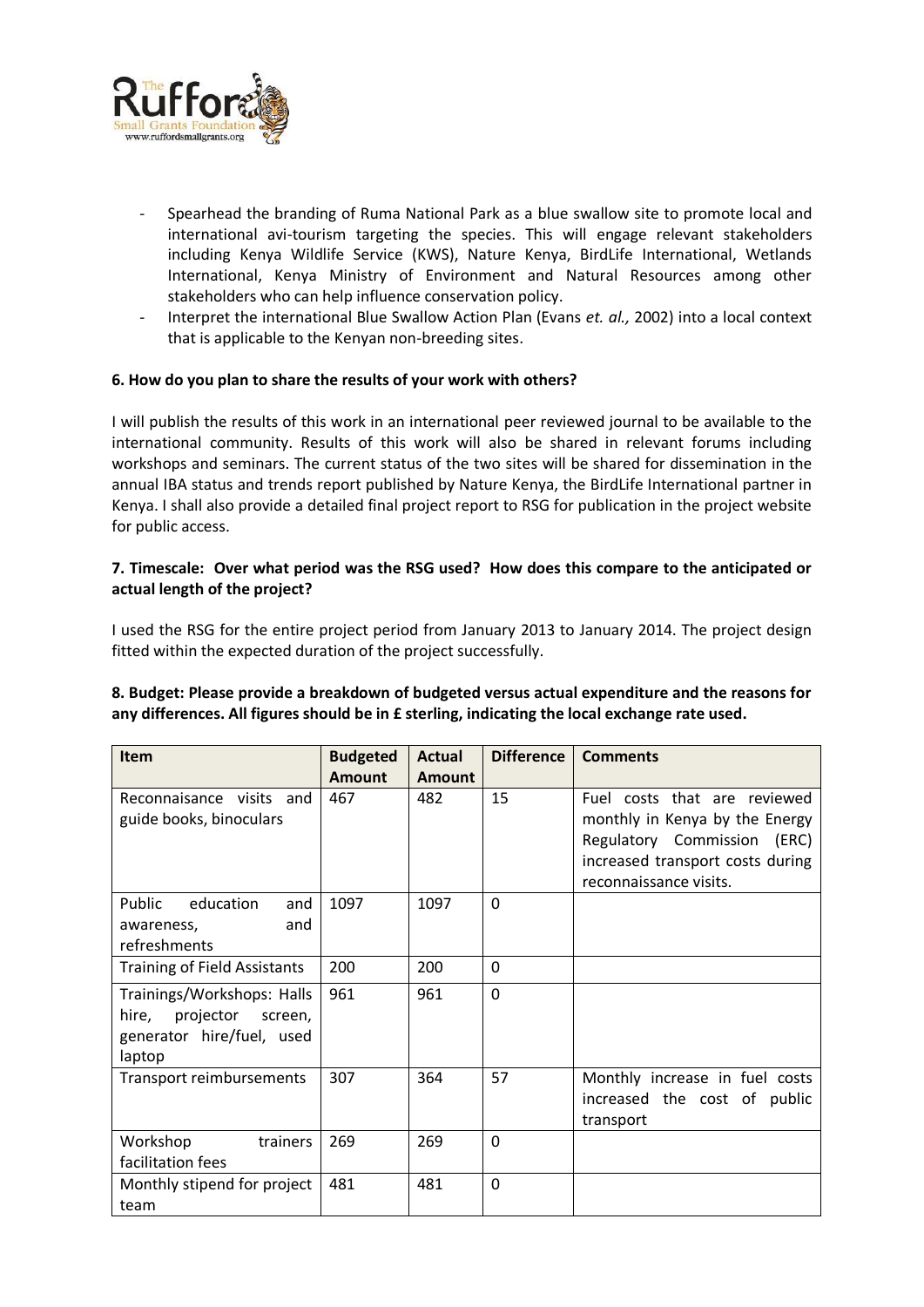- Spearhead the branding of Ruma National Park as a blue swallow site to promote local and international avi-tourism targeting the species. This will engage relevant stakeholders including Kenya Wildlife Service (KWS), Nature Kenya, BirdLife International, Wetlands International, Kenya Ministry of Environment and Natural Resources among other stakeholders who can help influence conservation policy.
- Interpret the international Blue Swallow Action Plan (Evans *et. al.,* 2002) into a local context that is applicable to the Kenyan non-breeding sites.

**6. How do you plan to share the results of your work with others?**

I will publish the results of this work in an international peer reviewed journal to be available to the international community. Results of this work will also be shared in relevant forums including workshops and seminars. The current status of the two sites will be shared for dissemination in the annual IBA status and trends report published by Nature Kenya, the BirdLife International partner in Kenya. I shall also provide a detailed final project report to RSG for publication in the project website for public access.

**7. Timescale: Over what period was the RSG used? How does this compare to the anticipated or actual length of the project?**

I used the RSG for the entire project period from January 2013 to January 2014. The project design fitted within the expected duration of the project successfully.

**8. Budget: Please provide a breakdown of budgeted versus actual expenditure and the reasons for any differences. All figures should be in £ sterling, indicating the local exchange rate used.**

| Item | Budgeted Amount | Actual Amount | Difference | Comments |
|---|---|---|---|---|
| Reconnaisance visits and guide books, binoculars | 467 | 482 | 15 | Fuel costs that are reviewed monthly in Kenya by the Energy Regulatory Commission (ERC) increased transport costs during reconnaissance visits. |
| Public education and awareness, and refreshments | 1097 | 1097 | 0 | |
| Training of Field Assistants | 200 | 200 | 0 | |
| Trainings/Workshops: Halls hire, projector screen, generator hire/fuel, used laptop | 961 | 961 | 0 | |
| Transport reimbursements | 307 | 364 | 57 | Monthly increase in fuel costs increased the cost of public transport |
| Workshop trainers facilitation fees | 269 | 269 | 0 | |
| Monthly stipend for project team | 481 | 481 | 0 | |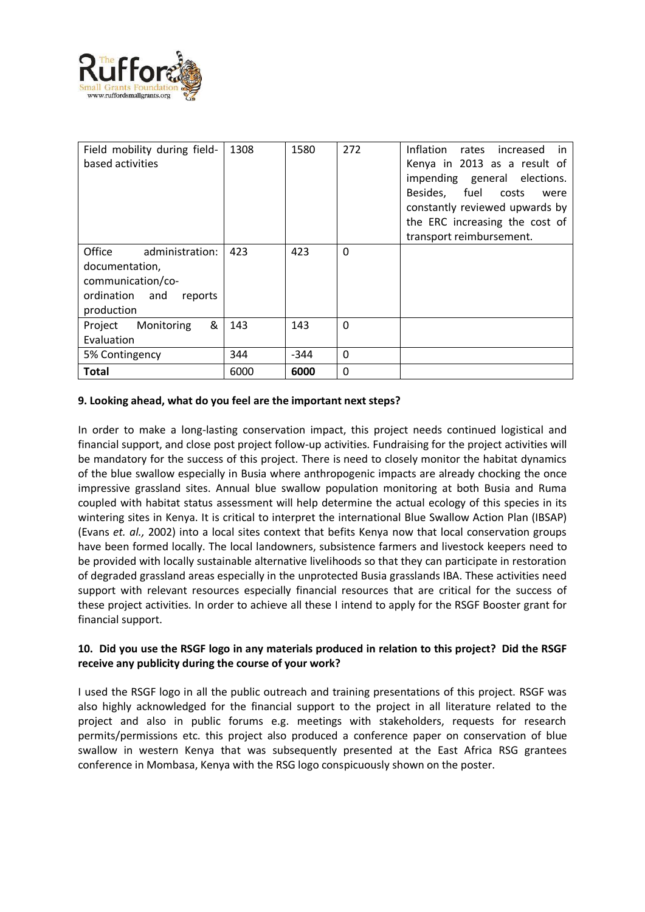| | | | | |
|---|---|---|---|---|
| Field mobility during field-based activities | 1308 | 1580 | 272 | Inflation rates increased in Kenya in 2013 as a result of impending general elections. Besides, fuel costs were constantly reviewed upwards by the ERC increasing the cost of transport reimbursement. |
| Office administration: documentation, communication/co-ordination and reports production | 423 | 423 | 0 | |
| Project Monitoring & Evaluation | 143 | 143 | 0 | |
| 5% Contingency | 344 | -344 | 0 | |
| **Total** | 6000 | **6000** | 0 | |

**9. Looking ahead, what do you feel are the important next steps?**

In order to make a long-lasting conservation impact, this project needs continued logistical and financial support, and close post project follow-up activities. Fundraising for the project activities will be mandatory for the success of this project. There is need to closely monitor the habitat dynamics of the blue swallow especially in Busia where anthropogenic impacts are already chocking the once impressive grassland sites. Annual blue swallow population monitoring at both Busia and Ruma coupled with habitat status assessment will help determine the actual ecology of this species in its wintering sites in Kenya. It is critical to interpret the international Blue Swallow Action Plan (IBSAP) (Evans *et. al.,* 2002) into a local sites context that befits Kenya now that local conservation groups have been formed locally. The local landowners, subsistence farmers and livestock keepers need to be provided with locally sustainable alternative livelihoods so that they can participate in restoration of degraded grassland areas especially in the unprotected Busia grasslands IBA. These activities need support with relevant resources especially financial resources that are critical for the success of these project activities. In order to achieve all these I intend to apply for the RSGF Booster grant for financial support.

**10. Did you use the RSGF logo in any materials produced in relation to this project? Did the RSGF receive any publicity during the course of your work?**

I used the RSGF logo in all the public outreach and training presentations of this project. RSGF was also highly acknowledged for the financial support to the project in all literature related to the project and also in public forums e.g. meetings with stakeholders, requests for research permits/permissions etc. this project also produced a conference paper on conservation of blue swallow in western Kenya that was subsequently presented at the East Africa RSG grantees conference in Mombasa, Kenya with the RSG logo conspicuously shown on the poster.